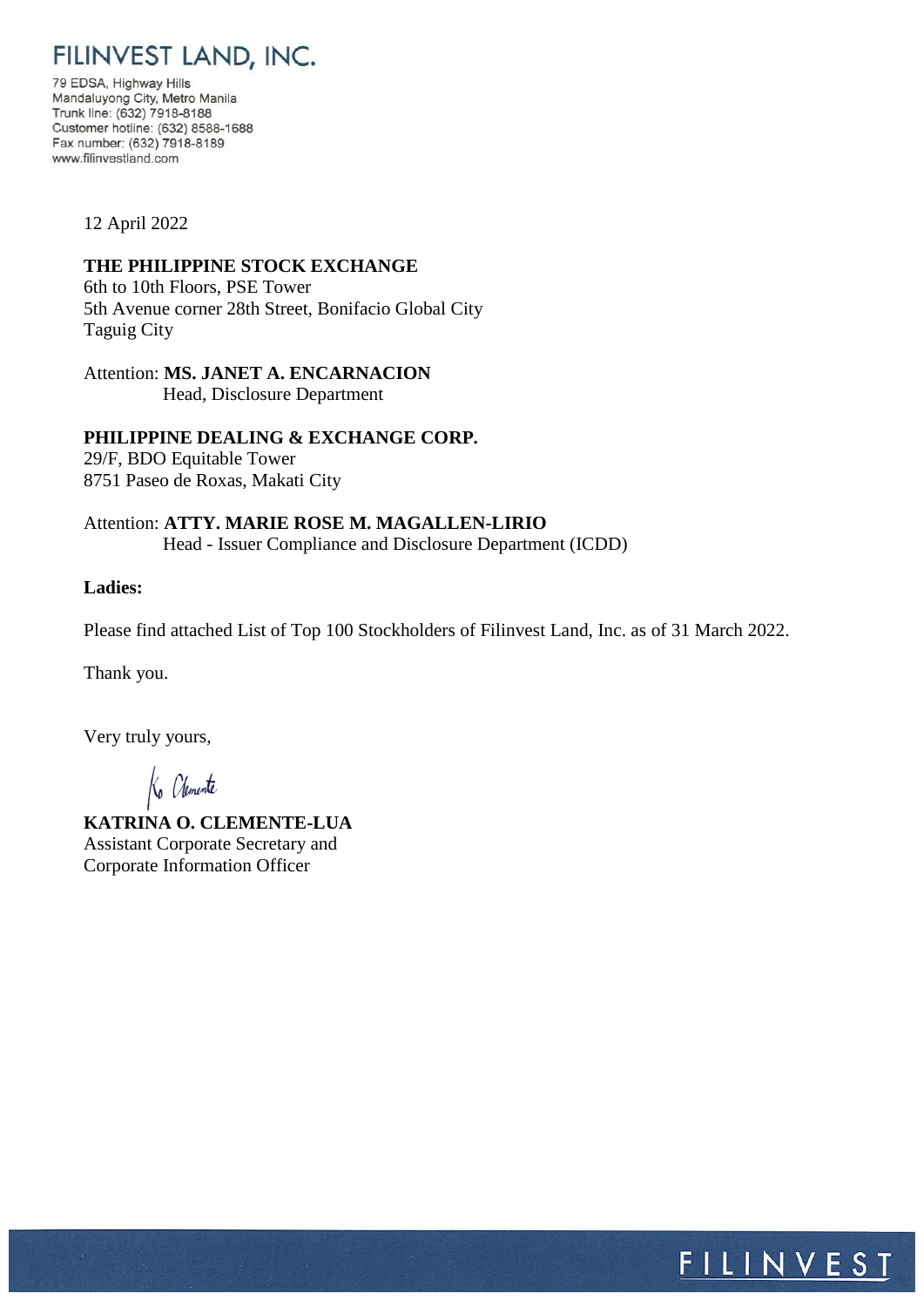# FILINVEST LAND, INC.

79 EDSA, Highway Hills
Mandaluyong City, Metro Manila
Trunk line: (632) 7918-8188
Customer hotline: (632) 8588-1688
Fax number: (632) 7918-8189
www.filinvestland.com

12 April 2022

**THE PHILIPPINE STOCK EXCHANGE**
6th to 10th Floors, PSE Tower
5th Avenue corner 28th Street, Bonifacio Global City
Taguig City

Attention: **MS. JANET A. ENCARNACION**
Head, Disclosure Department

**PHILIPPINE DEALING & EXCHANGE CORP.**
29/F, BDO Equitable Tower
8751 Paseo de Roxas, Makati City

Attention: **ATTY. MARIE ROSE M. MAGALLEN-LIRIO**
Head - Issuer Compliance and Disclosure Department (ICDD)

**Ladies:**

Please find attached List of Top 100 Stockholders of Filinvest Land, Inc. as of 31 March 2022.

Thank you.

Very truly yours,

**KATRINA O. CLEMENTE-LUA**
Assistant Corporate Secretary and
Corporate Information Officer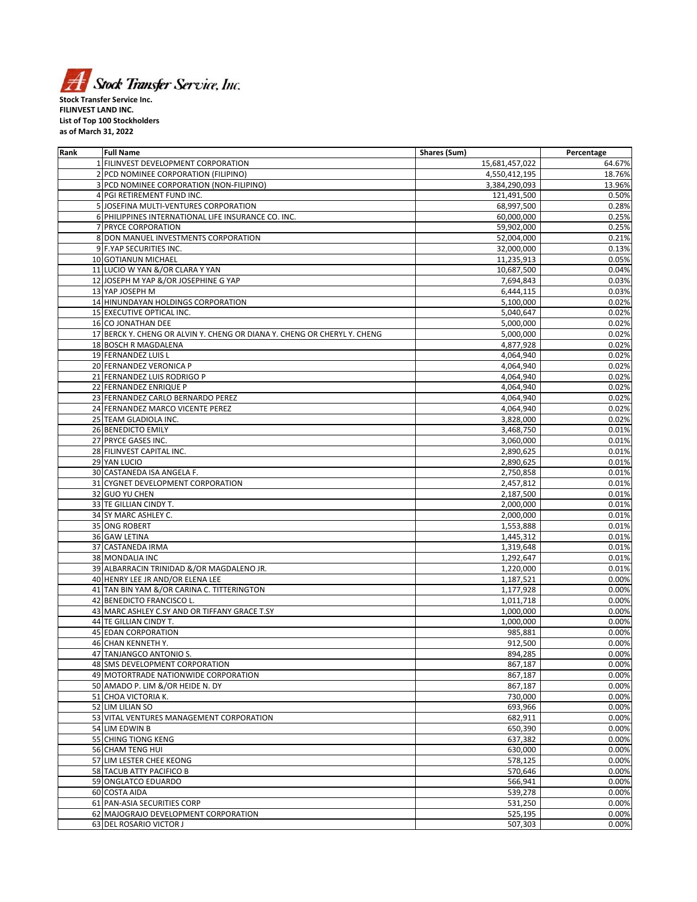**Stock Transfer Service Inc.**
**FILINVEST LAND INC.**
**List of Top 100 Stockholders**
**as of March 31, 2022**

| Rank | Full Name | Shares (Sum) | Percentage |
|---|---|---|---|
| 1 | FILINVEST DEVELOPMENT CORPORATION | 15,681,457,022 | 64.67% |
| 2 | PCD NOMINEE CORPORATION (FILIPINO) | 4,550,412,195 | 18.76% |
| 3 | PCD NOMINEE CORPORATION (NON-FILIPINO) | 3,384,290,093 | 13.96% |
| 4 | PGI RETIREMENT FUND INC. | 121,491,500 | 0.50% |
| 5 | JOSEFINA MULTI-VENTURES CORPORATION | 68,997,500 | 0.28% |
| 6 | PHILIPPINES INTERNATIONAL LIFE INSURANCE CO. INC. | 60,000,000 | 0.25% |
| 7 | PRYCE CORPORATION | 59,902,000 | 0.25% |
| 8 | DON MANUEL INVESTMENTS CORPORATION | 52,004,000 | 0.21% |
| 9 | F.YAP SECURITIES INC. | 32,000,000 | 0.13% |
| 10 | GOTIANUN MICHAEL | 11,235,913 | 0.05% |
| 11 | LUCIO W YAN &/OR CLARA Y YAN | 10,687,500 | 0.04% |
| 12 | JOSEPH M YAP &/OR JOSEPHINE G YAP | 7,694,843 | 0.03% |
| 13 | YAP JOSEPH M | 6,444,115 | 0.03% |
| 14 | HINUNDAYAN HOLDINGS CORPORATION | 5,100,000 | 0.02% |
| 15 | EXECUTIVE OPTICAL INC. | 5,040,647 | 0.02% |
| 16 | CO JONATHAN DEE | 5,000,000 | 0.02% |
| 17 | BERCK Y. CHENG OR ALVIN Y. CHENG OR DIANA Y. CHENG OR CHERYL Y. CHENG | 5,000,000 | 0.02% |
| 18 | BOSCH R MAGDALENA | 4,877,928 | 0.02% |
| 19 | FERNANDEZ LUIS L | 4,064,940 | 0.02% |
| 20 | FERNANDEZ VERONICA P | 4,064,940 | 0.02% |
| 21 | FERNANDEZ LUIS RODRIGO P | 4,064,940 | 0.02% |
| 22 | FERNANDEZ ENRIQUE P | 4,064,940 | 0.02% |
| 23 | FERNANDEZ CARLO BERNARDO PEREZ | 4,064,940 | 0.02% |
| 24 | FERNANDEZ MARCO VICENTE PEREZ | 4,064,940 | 0.02% |
| 25 | TEAM GLADIOLA INC. | 3,828,000 | 0.02% |
| 26 | BENEDICTO EMILY | 3,468,750 | 0.01% |
| 27 | PRYCE GASES INC. | 3,060,000 | 0.01% |
| 28 | FILINVEST CAPITAL INC. | 2,890,625 | 0.01% |
| 29 | YAN LUCIO | 2,890,625 | 0.01% |
| 30 | CASTANEDA ISA ANGELA F. | 2,750,858 | 0.01% |
| 31 | CYGNET DEVELOPMENT CORPORATION | 2,457,812 | 0.01% |
| 32 | GUO YU CHEN | 2,187,500 | 0.01% |
| 33 | TE GILLIAN CINDY T. | 2,000,000 | 0.01% |
| 34 | SY MARC ASHLEY C. | 2,000,000 | 0.01% |
| 35 | ONG ROBERT | 1,553,888 | 0.01% |
| 36 | GAW LETINA | 1,445,312 | 0.01% |
| 37 | CASTANEDA IRMA | 1,319,648 | 0.01% |
| 38 | MONDALIA INC | 1,292,647 | 0.01% |
| 39 | ALBARRACIN TRINIDAD &/OR MAGDALENO JR. | 1,220,000 | 0.01% |
| 40 | HENRY LEE JR AND/OR ELENA LEE | 1,187,521 | 0.00% |
| 41 | TAN BIN YAM &/OR CARINA C. TITTERINGTON | 1,177,928 | 0.00% |
| 42 | BENEDICTO FRANCISCO L. | 1,011,718 | 0.00% |
| 43 | MARC ASHLEY C.SY AND OR TIFFANY GRACE T.SY | 1,000,000 | 0.00% |
| 44 | TE GILLIAN CINDY T. | 1,000,000 | 0.00% |
| 45 | EDAN CORPORATION | 985,881 | 0.00% |
| 46 | CHAN KENNETH Y. | 912,500 | 0.00% |
| 47 | TANJANGCO ANTONIO S. | 894,285 | 0.00% |
| 48 | SMS DEVELOPMENT CORPORATION | 867,187 | 0.00% |
| 49 | MOTORTRADE NATIONWIDE CORPORATION | 867,187 | 0.00% |
| 50 | AMADO P. LIM &/OR HEIDE N. DY | 867,187 | 0.00% |
| 51 | CHOA VICTORIA K. | 730,000 | 0.00% |
| 52 | LIM LILIAN SO | 693,966 | 0.00% |
| 53 | VITAL VENTURES MANAGEMENT CORPORATION | 682,911 | 0.00% |
| 54 | LIM EDWIN B | 650,390 | 0.00% |
| 55 | CHING TIONG KENG | 637,382 | 0.00% |
| 56 | CHAM TENG HUI | 630,000 | 0.00% |
| 57 | LIM LESTER CHEE KEONG | 578,125 | 0.00% |
| 58 | TACUB ATTY PACIFICO B | 570,646 | 0.00% |
| 59 | ONGLATCO EDUARDO | 566,941 | 0.00% |
| 60 | COSTA AIDA | 539,278 | 0.00% |
| 61 | PAN-ASIA SECURITIES CORP | 531,250 | 0.00% |
| 62 | MAJOGRAJO DEVELOPMENT CORPORATION | 525,195 | 0.00% |
| 63 | DEL ROSARIO VICTOR J | 507,303 | 0.00% |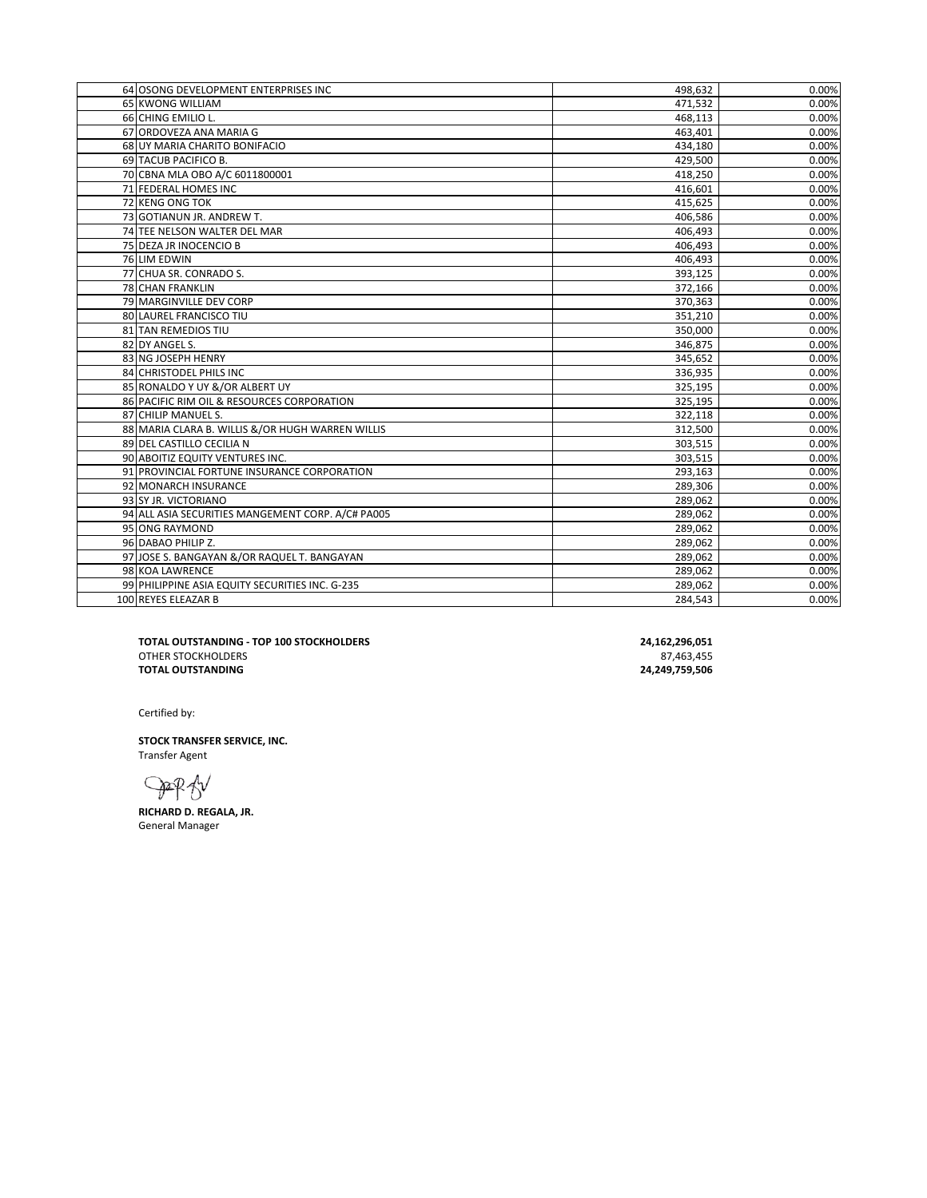| | | | |
|---|---|---|---|
| 64 | OSONG DEVELOPMENT ENTERPRISES INC | 498,632 | 0.00% |
| 65 | KWONG WILLIAM | 471,532 | 0.00% |
| 66 | CHING EMILIO L. | 468,113 | 0.00% |
| 67 | ORDOVEZA ANA MARIA G | 463,401 | 0.00% |
| 68 | UY MARIA CHARITO BONIFACIO | 434,180 | 0.00% |
| 69 | TACUB PACIFICO B. | 429,500 | 0.00% |
| 70 | CBNA MLA OBO A/C 6011800001 | 418,250 | 0.00% |
| 71 | FEDERAL HOMES INC | 416,601 | 0.00% |
| 72 | KENG ONG TOK | 415,625 | 0.00% |
| 73 | GOTIANUN JR. ANDREW T. | 406,586 | 0.00% |
| 74 | TEE NELSON WALTER DEL MAR | 406,493 | 0.00% |
| 75 | DEZA JR INOCENCIO B | 406,493 | 0.00% |
| 76 | LIM EDWIN | 406,493 | 0.00% |
| 77 | CHUA SR. CONRADO S. | 393,125 | 0.00% |
| 78 | CHAN FRANKLIN | 372,166 | 0.00% |
| 79 | MARGINVILLE DEV CORP | 370,363 | 0.00% |
| 80 | LAUREL FRANCISCO TIU | 351,210 | 0.00% |
| 81 | TAN REMEDIOS TIU | 350,000 | 0.00% |
| 82 | DY ANGEL S. | 346,875 | 0.00% |
| 83 | NG JOSEPH HENRY | 345,652 | 0.00% |
| 84 | CHRISTODEL PHILS INC | 336,935 | 0.00% |
| 85 | RONALDO Y UY &/OR ALBERT UY | 325,195 | 0.00% |
| 86 | PACIFIC RIM OIL & RESOURCES CORPORATION | 325,195 | 0.00% |
| 87 | CHILIP MANUEL S. | 322,118 | 0.00% |
| 88 | MARIA CLARA B. WILLIS &/OR HUGH WARREN WILLIS | 312,500 | 0.00% |
| 89 | DEL CASTILLO CECILIA N | 303,515 | 0.00% |
| 90 | ABOITIZ EQUITY VENTURES INC. | 303,515 | 0.00% |
| 91 | PROVINCIAL FORTUNE INSURANCE CORPORATION | 293,163 | 0.00% |
| 92 | MONARCH INSURANCE | 289,306 | 0.00% |
| 93 | SY JR. VICTORIANO | 289,062 | 0.00% |
| 94 | ALL ASIA SECURITIES MANGEMENT CORP. A/C# PA005 | 289,062 | 0.00% |
| 95 | ONG RAYMOND | 289,062 | 0.00% |
| 96 | DABAO PHILIP Z. | 289,062 | 0.00% |
| 97 | JOSE S. BANGAYAN &/OR RAQUEL T. BANGAYAN | 289,062 | 0.00% |
| 98 | KOA LAWRENCE | 289,062 | 0.00% |
| 99 | PHILIPPINE ASIA EQUITY SECURITIES INC. G-235 | 289,062 | 0.00% |
| 100 | REYES ELEAZAR B | 284,543 | 0.00% |

| | |
|---|---|
| **TOTAL OUTSTANDING - TOP 100 STOCKHOLDERS** | **24,162,296,051** |
| OTHER STOCKHOLDERS | 87,463,455 |
| **TOTAL OUTSTANDING** | **24,249,759,506** |

Certified by:

**STOCK TRANSFER SERVICE, INC.**
Transfer Agent

**RICHARD D. REGALA, JR.**
General Manager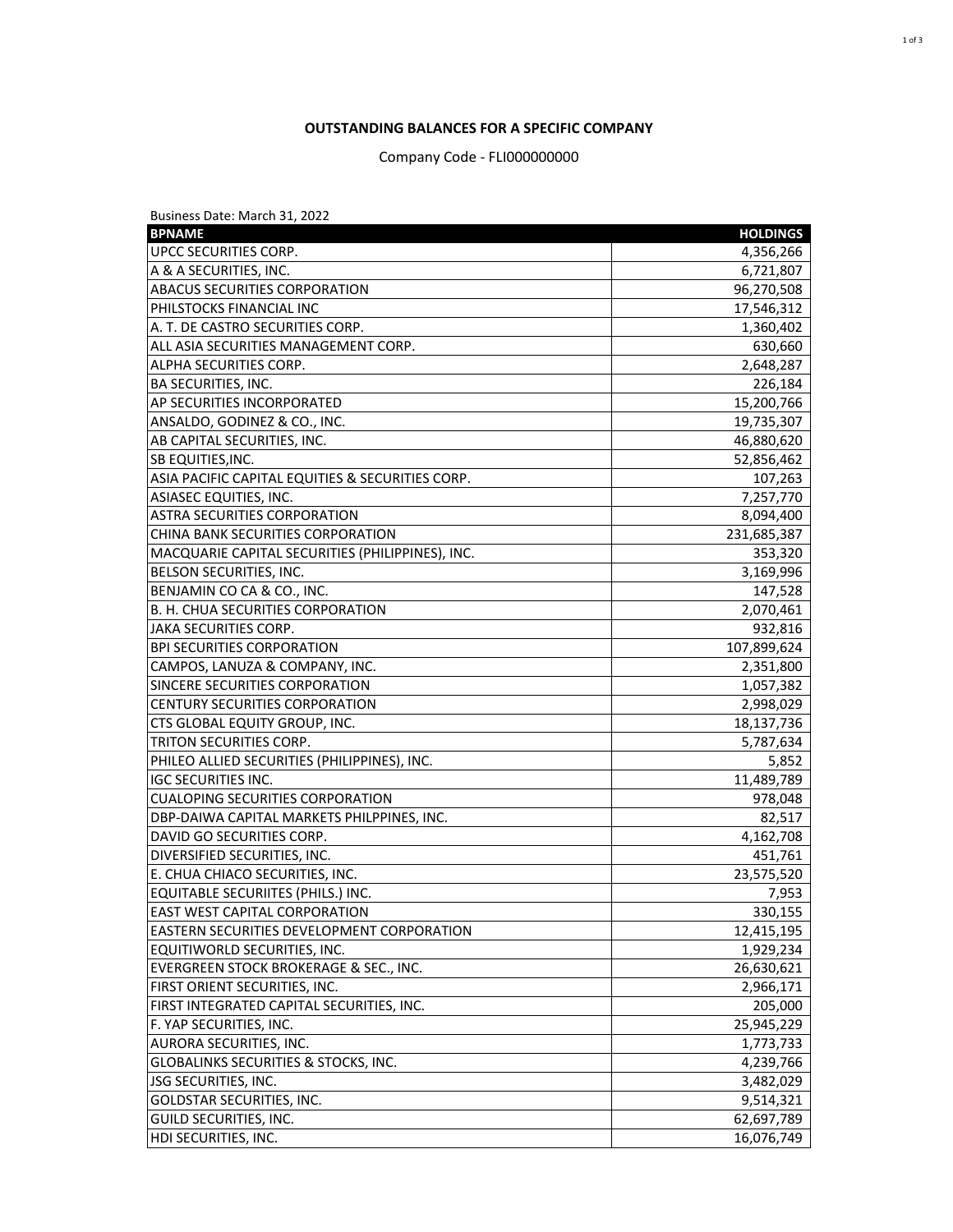**OUTSTANDING BALANCES FOR A SPECIFIC COMPANY**

Company Code - FLI000000000

Business Date: March 31, 2022

| BPNAME | HOLDINGS |
|---|---|
| UPCC SECURITIES CORP. | 4,356,266 |
| A & A SECURITIES, INC. | 6,721,807 |
| ABACUS SECURITIES CORPORATION | 96,270,508 |
| PHILSTOCKS FINANCIAL INC | 17,546,312 |
| A. T. DE CASTRO SECURITIES CORP. | 1,360,402 |
| ALL ASIA SECURITIES MANAGEMENT CORP. | 630,660 |
| ALPHA SECURITIES CORP. | 2,648,287 |
| BA SECURITIES, INC. | 226,184 |
| AP SECURITIES INCORPORATED | 15,200,766 |
| ANSALDO, GODINEZ & CO., INC. | 19,735,307 |
| AB CAPITAL SECURITIES, INC. | 46,880,620 |
| SB EQUITIES,INC. | 52,856,462 |
| ASIA PACIFIC CAPITAL EQUITIES & SECURITIES CORP. | 107,263 |
| ASIASEC EQUITIES, INC. | 7,257,770 |
| ASTRA SECURITIES CORPORATION | 8,094,400 |
| CHINA BANK SECURITIES CORPORATION | 231,685,387 |
| MACQUARIE CAPITAL SECURITIES (PHILIPPINES), INC. | 353,320 |
| BELSON SECURITIES, INC. | 3,169,996 |
| BENJAMIN CO CA & CO., INC. | 147,528 |
| B. H. CHUA SECURITIES CORPORATION | 2,070,461 |
| JAKA SECURITIES CORP. | 932,816 |
| BPI SECURITIES CORPORATION | 107,899,624 |
| CAMPOS, LANUZA & COMPANY, INC. | 2,351,800 |
| SINCERE SECURITIES CORPORATION | 1,057,382 |
| CENTURY SECURITIES CORPORATION | 2,998,029 |
| CTS GLOBAL EQUITY GROUP, INC. | 18,137,736 |
| TRITON SECURITIES CORP. | 5,787,634 |
| PHILEO ALLIED SECURITIES (PHILIPPINES), INC. | 5,852 |
| IGC SECURITIES INC. | 11,489,789 |
| CUALOPING SECURITIES CORPORATION | 978,048 |
| DBP-DAIWA CAPITAL MARKETS PHILPPINES, INC. | 82,517 |
| DAVID GO SECURITIES CORP. | 4,162,708 |
| DIVERSIFIED SECURITIES, INC. | 451,761 |
| E. CHUA CHIACO SECURITIES, INC. | 23,575,520 |
| EQUITABLE SECURIITES (PHILS.) INC. | 7,953 |
| EAST WEST CAPITAL CORPORATION | 330,155 |
| EASTERN SECURITIES DEVELOPMENT CORPORATION | 12,415,195 |
| EQUITIWORLD SECURITIES, INC. | 1,929,234 |
| EVERGREEN STOCK BROKERAGE & SEC., INC. | 26,630,621 |
| FIRST ORIENT SECURITIES, INC. | 2,966,171 |
| FIRST INTEGRATED CAPITAL SECURITIES, INC. | 205,000 |
| F. YAP SECURITIES, INC. | 25,945,229 |
| AURORA SECURITIES, INC. | 1,773,733 |
| GLOBALINKS SECURITIES & STOCKS, INC. | 4,239,766 |
| JSG SECURITIES, INC. | 3,482,029 |
| GOLDSTAR SECURITIES, INC. | 9,514,321 |
| GUILD SECURITIES, INC. | 62,697,789 |
| HDI SECURITIES, INC. | 16,076,749 |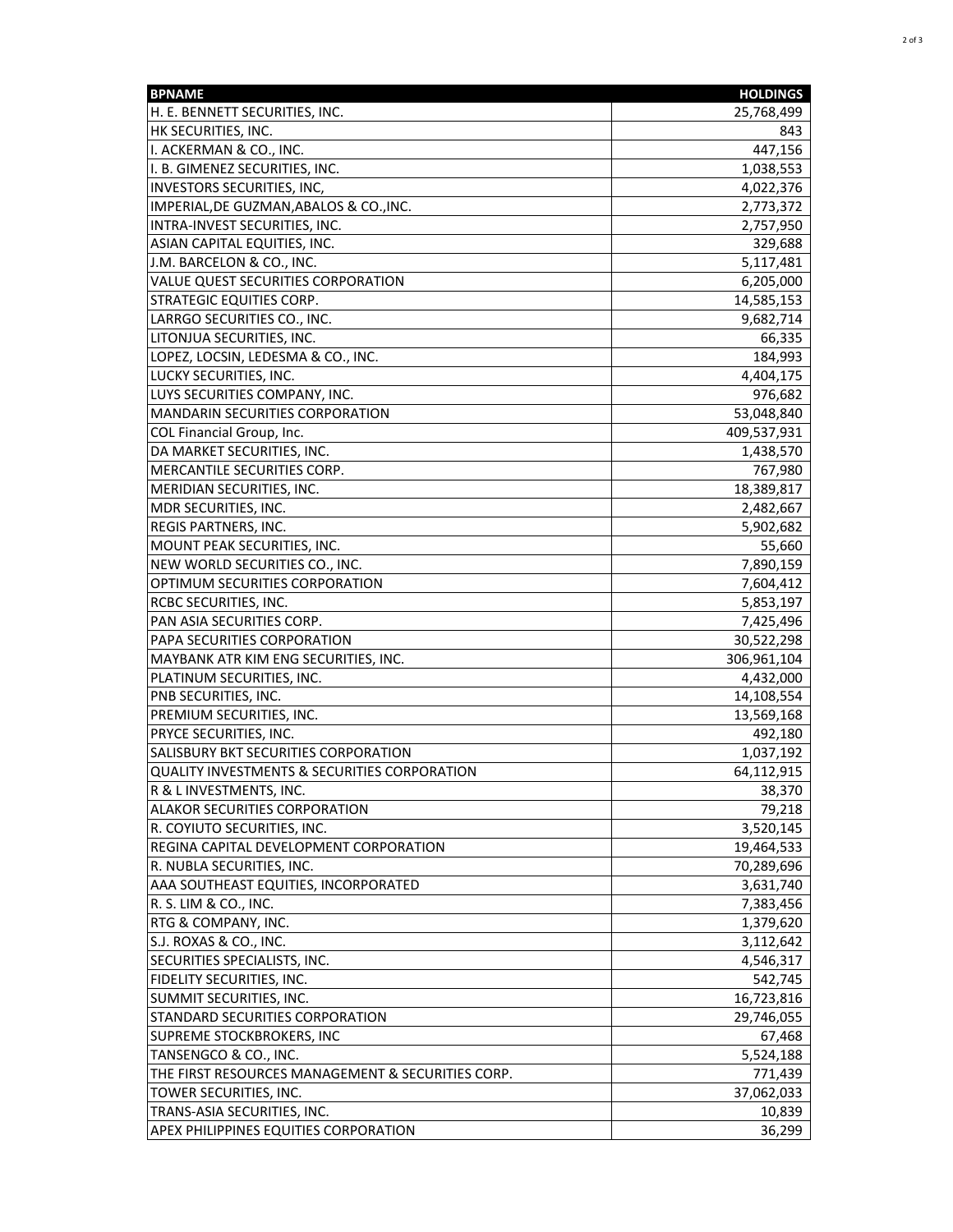| BPNAME | HOLDINGS |
|---|---:|
| H. E. BENNETT SECURITIES, INC. | 25,768,499 |
| HK SECURITIES, INC. | 843 |
| I. ACKERMAN & CO., INC. | 447,156 |
| I. B. GIMENEZ SECURITIES, INC. | 1,038,553 |
| INVESTORS SECURITIES, INC, | 4,022,376 |
| IMPERIAL,DE GUZMAN,ABALOS & CO.,INC. | 2,773,372 |
| INTRA-INVEST SECURITIES, INC. | 2,757,950 |
| ASIAN CAPITAL EQUITIES, INC. | 329,688 |
| J.M. BARCELON & CO., INC. | 5,117,481 |
| VALUE QUEST SECURITIES CORPORATION | 6,205,000 |
| STRATEGIC EQUITIES CORP. | 14,585,153 |
| LARRGO SECURITIES CO., INC. | 9,682,714 |
| LITONJUA SECURITIES, INC. | 66,335 |
| LOPEZ, LOCSIN, LEDESMA & CO., INC. | 184,993 |
| LUCKY SECURITIES, INC. | 4,404,175 |
| LUYS SECURITIES COMPANY, INC. | 976,682 |
| MANDARIN SECURITIES CORPORATION | 53,048,840 |
| COL Financial Group, Inc. | 409,537,931 |
| DA MARKET SECURITIES, INC. | 1,438,570 |
| MERCANTILE SECURITIES CORP. | 767,980 |
| MERIDIAN SECURITIES, INC. | 18,389,817 |
| MDR SECURITIES, INC. | 2,482,667 |
| REGIS PARTNERS, INC. | 5,902,682 |
| MOUNT PEAK SECURITIES, INC. | 55,660 |
| NEW WORLD SECURITIES CO., INC. | 7,890,159 |
| OPTIMUM SECURITIES CORPORATION | 7,604,412 |
| RCBC SECURITIES, INC. | 5,853,197 |
| PAN ASIA SECURITIES CORP. | 7,425,496 |
| PAPA SECURITIES CORPORATION | 30,522,298 |
| MAYBANK ATR KIM ENG SECURITIES, INC. | 306,961,104 |
| PLATINUM SECURITIES, INC. | 4,432,000 |
| PNB SECURITIES, INC. | 14,108,554 |
| PREMIUM SECURITIES, INC. | 13,569,168 |
| PRYCE SECURITIES, INC. | 492,180 |
| SALISBURY BKT SECURITIES CORPORATION | 1,037,192 |
| QUALITY INVESTMENTS & SECURITIES CORPORATION | 64,112,915 |
| R & L INVESTMENTS, INC. | 38,370 |
| ALAKOR SECURITIES CORPORATION | 79,218 |
| R. COYIUTO SECURITIES, INC. | 3,520,145 |
| REGINA CAPITAL DEVELOPMENT CORPORATION | 19,464,533 |
| R. NUBLA SECURITIES, INC. | 70,289,696 |
| AAA SOUTHEAST EQUITIES, INCORPORATED | 3,631,740 |
| R. S. LIM & CO., INC. | 7,383,456 |
| RTG & COMPANY, INC. | 1,379,620 |
| S.J. ROXAS & CO., INC. | 3,112,642 |
| SECURITIES SPECIALISTS, INC. | 4,546,317 |
| FIDELITY SECURITIES, INC. | 542,745 |
| SUMMIT SECURITIES, INC. | 16,723,816 |
| STANDARD SECURITIES CORPORATION | 29,746,055 |
| SUPREME STOCKBROKERS, INC | 67,468 |
| TANSENGCO & CO., INC. | 5,524,188 |
| THE FIRST RESOURCES MANAGEMENT & SECURITIES CORP. | 771,439 |
| TOWER SECURITIES, INC. | 37,062,033 |
| TRANS-ASIA SECURITIES, INC. | 10,839 |
| APEX PHILIPPINES EQUITIES CORPORATION | 36,299 |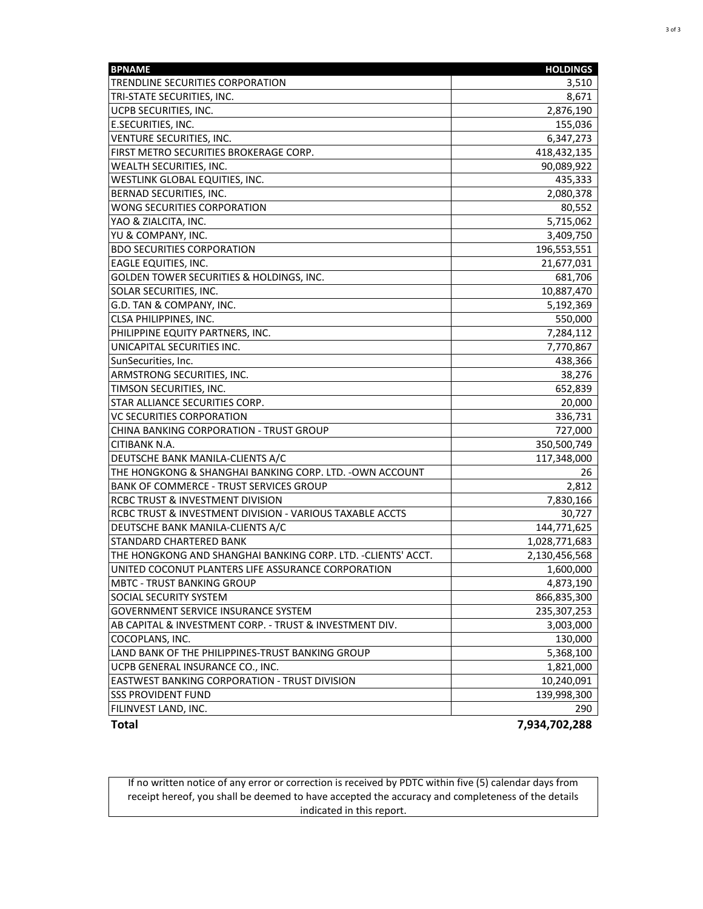| BPNAME | HOLDINGS |
|---|---|
| TRENDLINE SECURITIES CORPORATION | 3,510 |
| TRI-STATE SECURITIES, INC. | 8,671 |
| UCPB SECURITIES, INC. | 2,876,190 |
| E.SECURITIES, INC. | 155,036 |
| VENTURE SECURITIES, INC. | 6,347,273 |
| FIRST METRO SECURITIES BROKERAGE CORP. | 418,432,135 |
| WEALTH SECURITIES, INC. | 90,089,922 |
| WESTLINK GLOBAL EQUITIES, INC. | 435,333 |
| BERNAD SECURITIES, INC. | 2,080,378 |
| WONG SECURITIES CORPORATION | 80,552 |
| YAO & ZIALCITA, INC. | 5,715,062 |
| YU & COMPANY, INC. | 3,409,750 |
| BDO SECURITIES CORPORATION | 196,553,551 |
| EAGLE EQUITIES, INC. | 21,677,031 |
| GOLDEN TOWER SECURITIES & HOLDINGS, INC. | 681,706 |
| SOLAR SECURITIES, INC. | 10,887,470 |
| G.D. TAN & COMPANY, INC. | 5,192,369 |
| CLSA PHILIPPINES, INC. | 550,000 |
| PHILIPPINE EQUITY PARTNERS, INC. | 7,284,112 |
| UNICAPITAL SECURITIES INC. | 7,770,867 |
| SunSecurities, Inc. | 438,366 |
| ARMSTRONG SECURITIES, INC. | 38,276 |
| TIMSON SECURITIES, INC. | 652,839 |
| STAR ALLIANCE SECURITIES CORP. | 20,000 |
| VC SECURITIES CORPORATION | 336,731 |
| CHINA BANKING CORPORATION - TRUST GROUP | 727,000 |
| CITIBANK N.A. | 350,500,749 |
| DEUTSCHE BANK MANILA-CLIENTS A/C | 117,348,000 |
| THE HONGKONG & SHANGHAI BANKING CORP. LTD. -OWN ACCOUNT | 26 |
| BANK OF COMMERCE - TRUST SERVICES GROUP | 2,812 |
| RCBC TRUST & INVESTMENT DIVISION | 7,830,166 |
| RCBC TRUST & INVESTMENT DIVISION - VARIOUS TAXABLE ACCTS | 30,727 |
| DEUTSCHE BANK MANILA-CLIENTS A/C | 144,771,625 |
| STANDARD CHARTERED BANK | 1,028,771,683 |
| THE HONGKONG AND SHANGHAI BANKING CORP. LTD. -CLIENTS' ACCT. | 2,130,456,568 |
| UNITED COCONUT PLANTERS LIFE ASSURANCE CORPORATION | 1,600,000 |
| MBTC - TRUST BANKING GROUP | 4,873,190 |
| SOCIAL SECURITY SYSTEM | 866,835,300 |
| GOVERNMENT SERVICE INSURANCE SYSTEM | 235,307,253 |
| AB CAPITAL & INVESTMENT CORP. - TRUST & INVESTMENT DIV. | 3,003,000 |
| COCOPLANS, INC. | 130,000 |
| LAND BANK OF THE PHILIPPINES-TRUST BANKING GROUP | 5,368,100 |
| UCPB GENERAL INSURANCE CO., INC. | 1,821,000 |
| EASTWEST BANKING CORPORATION - TRUST DIVISION | 10,240,091 |
| SSS PROVIDENT FUND | 139,998,300 |
| FILINVEST LAND, INC. | 290 |
| **Total** | **7,934,702,288** |

If no written notice of any error or correction is received by PDTC within five (5) calendar days from receipt hereof, you shall be deemed to have accepted the accuracy and completeness of the details indicated in this report.